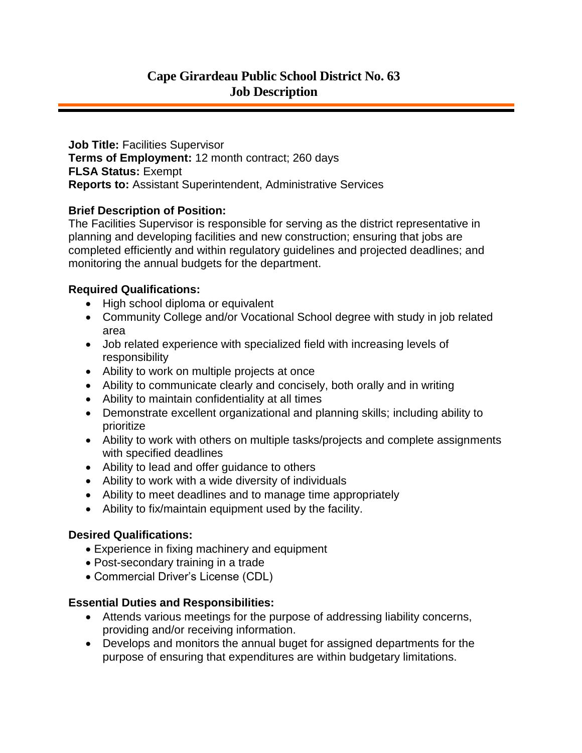# Cape Girardeau Public School District No. 63
# Job Description

**Job Title:** Facilities Supervisor
**Terms of Employment:** 12 month contract; 260 days
**FLSA Status:** Exempt
**Reports to:** Assistant Superintendent, Administrative Services

## Brief Description of Position:

The Facilities Supervisor is responsible for serving as the district representative in planning and developing facilities and new construction; ensuring that jobs are completed efficiently and within regulatory guidelines and projected deadlines; and monitoring the annual budgets for the department.

## Required Qualifications:

- High school diploma or equivalent
- Community College and/or Vocational School degree with study in job related area
- Job related experience with specialized field with increasing levels of responsibility
- Ability to work on multiple projects at once
- Ability to communicate clearly and concisely, both orally and in writing
- Ability to maintain confidentiality at all times
- Demonstrate excellent organizational and planning skills; including ability to prioritize
- Ability to work with others on multiple tasks/projects and complete assignments with specified deadlines
- Ability to lead and offer guidance to others
- Ability to work with a wide diversity of individuals
- Ability to meet deadlines and to manage time appropriately
- Ability to fix/maintain equipment used by the facility.

## Desired Qualifications:

- Experience in fixing machinery and equipment
- Post-secondary training in a trade
- Commercial Driver's License (CDL)

## Essential Duties and Responsibilities:

- Attends various meetings for the purpose of addressing liability concerns, providing and/or receiving information.
- Develops and monitors the annual buget for assigned departments for the purpose of ensuring that expenditures are within budgetary limitations.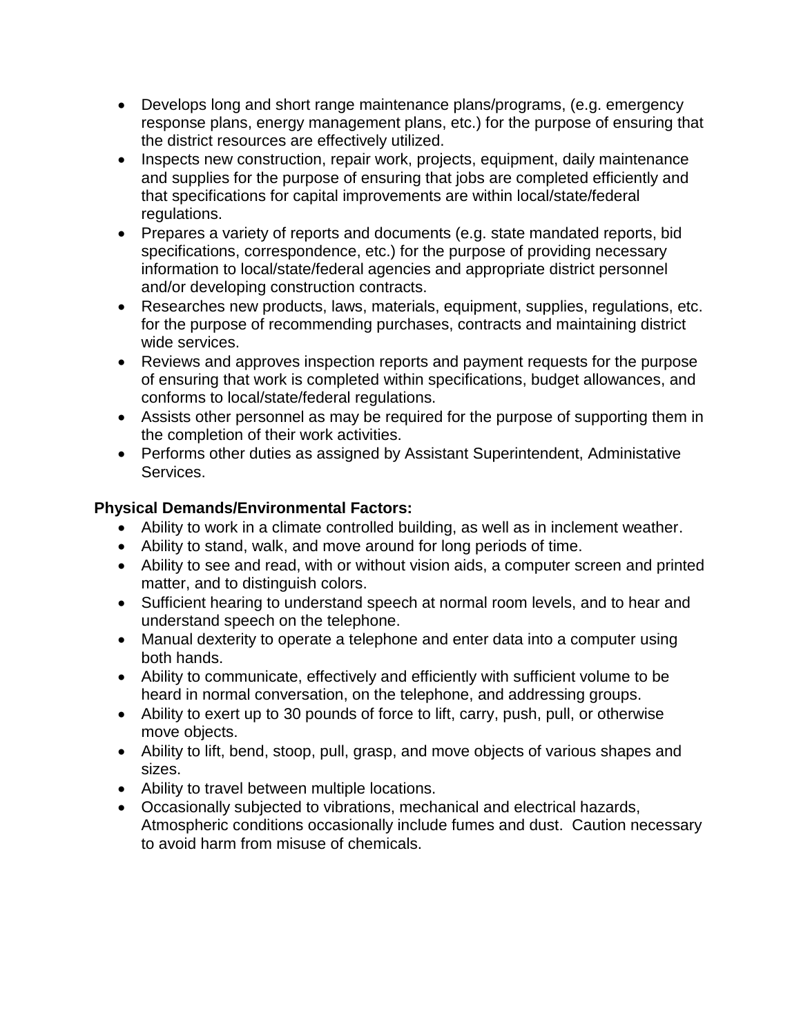- Develops long and short range maintenance plans/programs, (e.g. emergency response plans, energy management plans, etc.) for the purpose of ensuring that the district resources are effectively utilized.
- Inspects new construction, repair work, projects, equipment, daily maintenance and supplies for the purpose of ensuring that jobs are completed efficiently and that specifications for capital improvements are within local/state/federal regulations.
- Prepares a variety of reports and documents (e.g. state mandated reports, bid specifications, correspondence, etc.) for the purpose of providing necessary information to local/state/federal agencies and appropriate district personnel and/or developing construction contracts.
- Researches new products, laws, materials, equipment, supplies, regulations, etc. for the purpose of recommending purchases, contracts and maintaining district wide services.
- Reviews and approves inspection reports and payment requests for the purpose of ensuring that work is completed within specifications, budget allowances, and conforms to local/state/federal regulations.
- Assists other personnel as may be required for the purpose of supporting them in the completion of their work activities.
- Performs other duties as assigned by Assistant Superintendent, Administative Services.

**Physical Demands/Environmental Factors:**

- Ability to work in a climate controlled building, as well as in inclement weather.
- Ability to stand, walk, and move around for long periods of time.
- Ability to see and read, with or without vision aids, a computer screen and printed matter, and to distinguish colors.
- Sufficient hearing to understand speech at normal room levels, and to hear and understand speech on the telephone.
- Manual dexterity to operate a telephone and enter data into a computer using both hands.
- Ability to communicate, effectively and efficiently with sufficient volume to be heard in normal conversation, on the telephone, and addressing groups.
- Ability to exert up to 30 pounds of force to lift, carry, push, pull, or otherwise move objects.
- Ability to lift, bend, stoop, pull, grasp, and move objects of various shapes and sizes.
- Ability to travel between multiple locations.
- Occasionally subjected to vibrations, mechanical and electrical hazards, Atmospheric conditions occasionally include fumes and dust. Caution necessary to avoid harm from misuse of chemicals.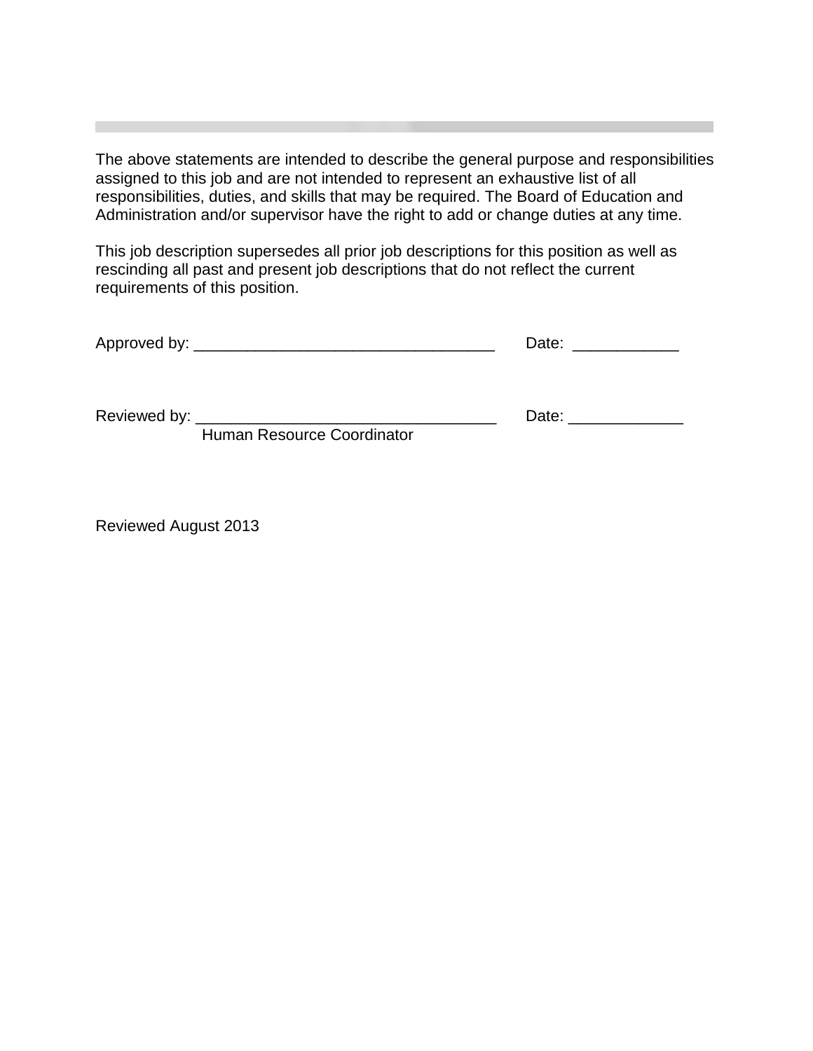---

The above statements are intended to describe the general purpose and responsibilities assigned to this job and are not intended to represent an exhaustive list of all responsibilities, duties, and skills that may be required. The Board of Education and Administration and/or supervisor have the right to add or change duties at any time.

This job description supersedes all prior job descriptions for this position as well as rescinding all past and present job descriptions that do not reflect the current requirements of this position.

Approved by: ___________________________________ Date: ____________

Reviewed by: ___________________________________ Date: _____________
Human Resource Coordinator

Reviewed August 2013